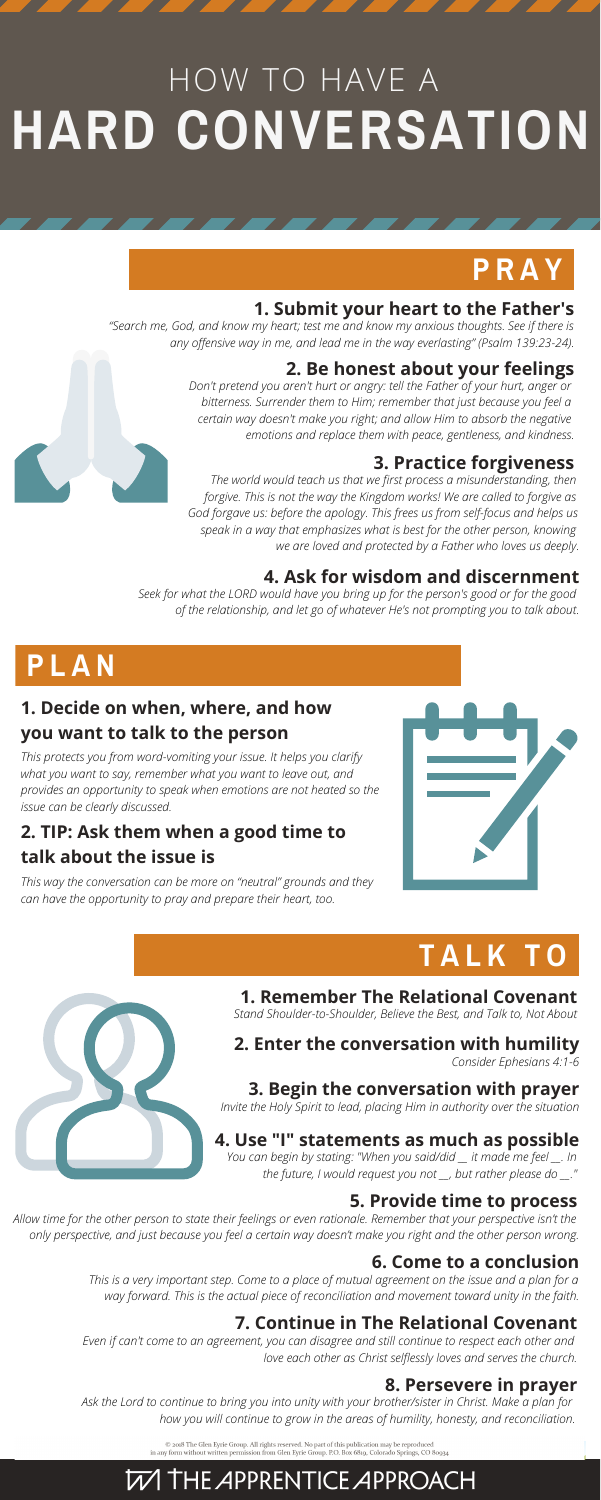# HOW TO HAVE A HARD CONVERSATION

## PRAY

### 1. Submit your heart to the Father's

*"Search me, God, and know my heart; test me and know my anxious thoughts. See if there is any offensive way in me, and lead me in the way everlasting" (Psalm 139:23-24).*

### 2. Be honest about your feelings

*Don't pretend you aren't hurt or angry: tell the Father of your hurt, anger or bitterness. Surrender them to Him; remember that just because you feel a certain way doesn't make you right; and allow Him to absorb the negative emotions and replace them with peace, gentleness, and kindness.*

### 3. Practice forgiveness

*The world would teach us that we first process a misunderstanding, then forgive. This is not the way the Kingdom works! We are called to forgive as God forgave us: before the apology. This frees us from self-focus and helps us speak in a way that emphasizes what is best for the other person, knowing we are loved and protected by a Father who loves us deeply.*

### 4. Ask for wisdom and discernment

*Seek for what the LORD would have you bring up for the person's good or for the good of the relationship, and let go of whatever He's not prompting you to talk about.*

## PLAN

### 1. Decide on when, where, and how you want to talk to the person

*This protects you from word-vomiting your issue. It helps you clarify what you want to say, remember what you want to leave out, and provides an opportunity to speak when emotions are not heated so the issue can be clearly discussed.*

### 2. TIP: Ask them when a good time to talk about the issue is

*This way the conversation can be more on "neutral" grounds and they can have the opportunity to pray and prepare their heart, too.*

## TALK TO

### 1. Remember The Relational Covenant

*Stand Shoulder-to-Shoulder, Believe the Best, and Talk to, Not About*

### 2. Enter the conversation with humility

*Consider Ephesians 4:1-6*

### 3. Begin the conversation with prayer

*Invite the Holy Spirit to lead, placing Him in authority over the situation*

### 4. Use "I" statements as much as possible

*You can begin by stating: "When you said/did __ it made me feel __. In the future, I would request you not __, but rather please do __."*

### 5. Provide time to process

*Allow time for the other person to state their feelings or even rationale. Remember that your perspective isn't the only perspective, and just because you feel a certain way doesn't make you right and the other person wrong.*

### 6. Come to a conclusion

*This is a very important step. Come to a place of mutual agreement on the issue and a plan for a way forward. This is the actual piece of reconciliation and movement toward unity in the faith.*

### 7. Continue in The Relational Covenant

*Even if can't come to an agreement, you can disagree and still continue to respect each other and love each other as Christ selflessly loves and serves the church.*

### 8. Persevere in prayer

*Ask the Lord to continue to bring you into unity with your brother/sister in Christ. Make a plan for how you will continue to grow in the areas of humility, honesty, and reconciliation.*

© 2018 The Glen Eyrie Group. All rights reserved. No part of this publication may be reproduced in any form without written permission from Glen Eyrie Group. P.O. Box 6819, Colorado Springs, CO 80934.

THE APPRENTICE APPROACH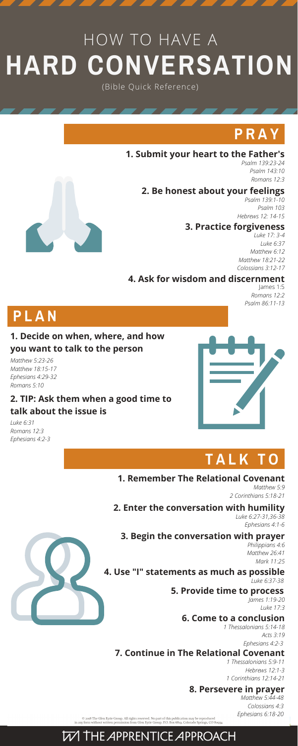# HOW TO HAVE A **HARD CONVERSATION**

(Bible Quick Reference)

## PRAY

**1. Submit your heart to the Father's**

*Psalm 139:23-24*
*Psalm 143:10*
*Romans 12:3*

**2. Be honest about your feelings**

*Psalm 139:1-10*
*Psalm 103*
*Hebrews 12: 14-15*

**3. Practice forgiveness**

*Luke 17: 3-4*
*Luke 6:37*
*Matthew 6:12*
*Matthew 18:21-22*
*Colossians 3:12-17*

**4. Ask for wisdom and discernment**

James 1:5
*Romans 12:2*
*Psalm 86:11-13*

## PLAN

**1. Decide on when, where, and how you want to talk to the person**

*Matthew 5:23-26*
*Matthew 18:15-17*
*Ephesians 4:29-32*
*Romans 5:10*

**2. TIP: Ask them when a good time to talk about the issue is**

*Luke 6:31*
*Romans 12:3*
*Ephesians 4:2-3*

## TALK TO

**1. Remember The Relational Covenant**

*Matthew 5:9*
*2 Corinthians 5:18-21*

**2. Enter the conversation with humility**

*Luke 6:27-31,36-38*
*Ephesians 4:1-6*

**3. Begin the conversation with prayer**

*Philippians 4:6*
*Matthew 26:41*
*Mark 11:25*

**4. Use "I" statements as much as possible**

*Luke 6:37-38*

**5. Provide time to process**

*James 1:19-20*
*Luke 17:3*

**6. Come to a conclusion**

*1 Thessalonians 5:14-18*
*Acts 3:19*
*Ephesians 4:2-3*

**7. Continue in The Relational Covenant**

*1 Thessalonians 5:9-11*
*Hebrews 12:1-3*
*1 Corinthians 12:14-21*

**8. Persevere in prayer**

*Matthew 5:44-48*
*Colossians 4:3*
*Ephesians 6:18-20*

© 2018 The Glen Eyrie Group. All rights reserved. No part of this publication may be reproduced in any form without written permission from Glen Eyrie Group. P.O. Box 6819, Colorado Springs, CO 80934.

THE APPRENTICE APPROACH